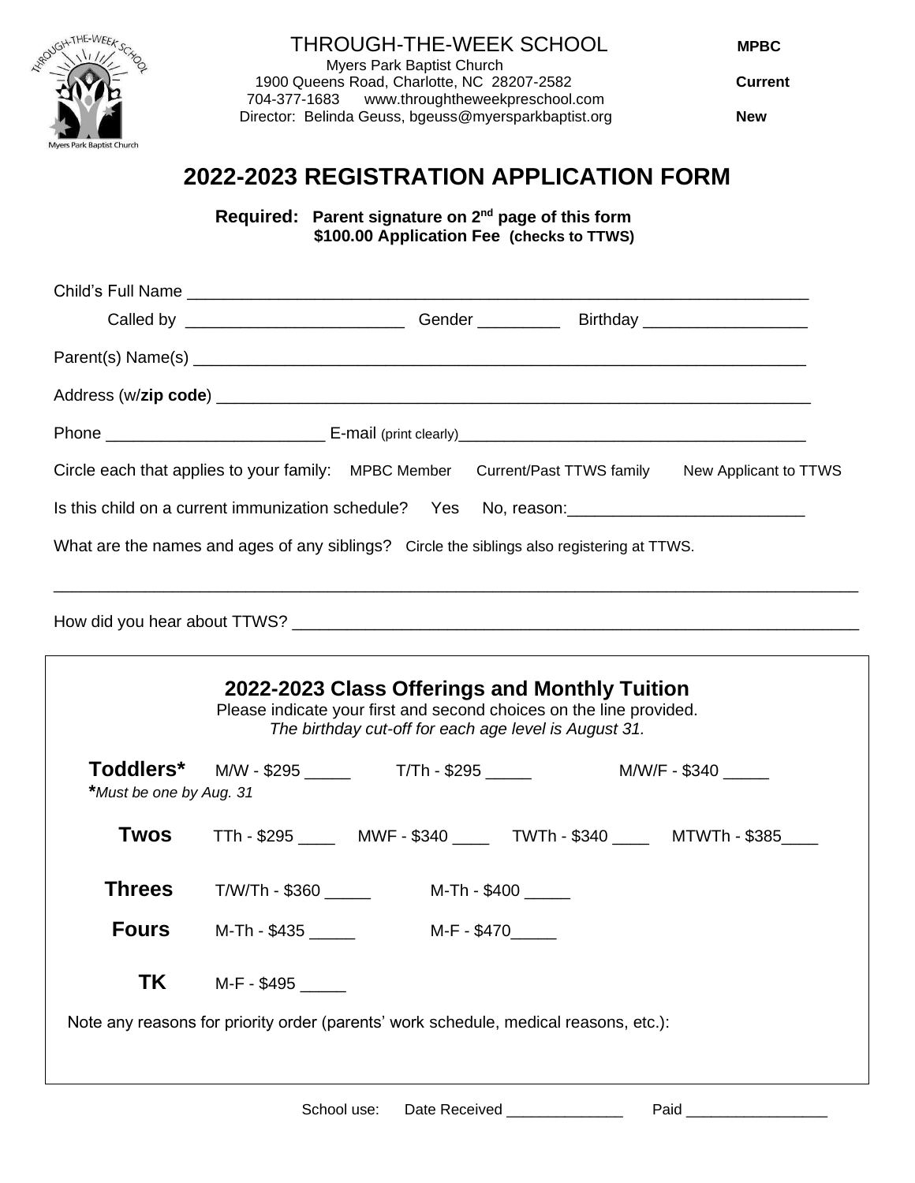THROUGH-THE-WEEK SCHOOL

Myers Park Baptist Church
1900 Queens Road, Charlotte, NC 28207-2582
704-377-1683 www.throughtheweekpreschool.com
Director: Belinda Geuss, bgeuss@myersparkbaptist.org

**MPBC**

**Current**

**New**

# 2022-2023 REGISTRATION APPLICATION FORM

**Required: Parent signature on 2nd page of this form**
**$100.00 Application Fee (checks to TTWS)**

Child's Full Name ____________________________________________________________________

Called by ________________________ Gender _________ Birthday __________________

Parent(s) Name(s) ____________________________________________________________________

Address (w/**zip code**) ________________________________________________________________

Phone ________________________ E-mail (print clearly)________________________________________

Circle each that applies to your family: MPBC Member Current/Past TTWS family New Applicant to TTWS

Is this child on a current immunization schedule? Yes No, reason:__________________________

What are the names and ages of any siblings? Circle the siblings also registering at TTWS.

______________________________________________________________________________________

How did you hear about TTWS? ______________________________________________________________

## 2022-2023 Class Offerings and Monthly Tuition

Please indicate your first and second choices on the line provided.
*The birthday cut-off for each age level is August 31.*

**Toddlers*** M/W - $295 _____ T/Th - $295 _____ M/W/F - $340 _____
***Must be one by Aug. 31***

**Twos** TTh - $295 ____ MWF - $340 ____ TWTh - $340 ____ MTWTh - $385____

**Threes** T/W/Th - $360 _____ M-Th - $400 _____

**Fours** M-Th - $435 _____ M-F - $470_____

**TK** M-F - $495 _____

Note any reasons for priority order (parents' work schedule, medical reasons, etc.):

School use: Date Received ______________ Paid _________________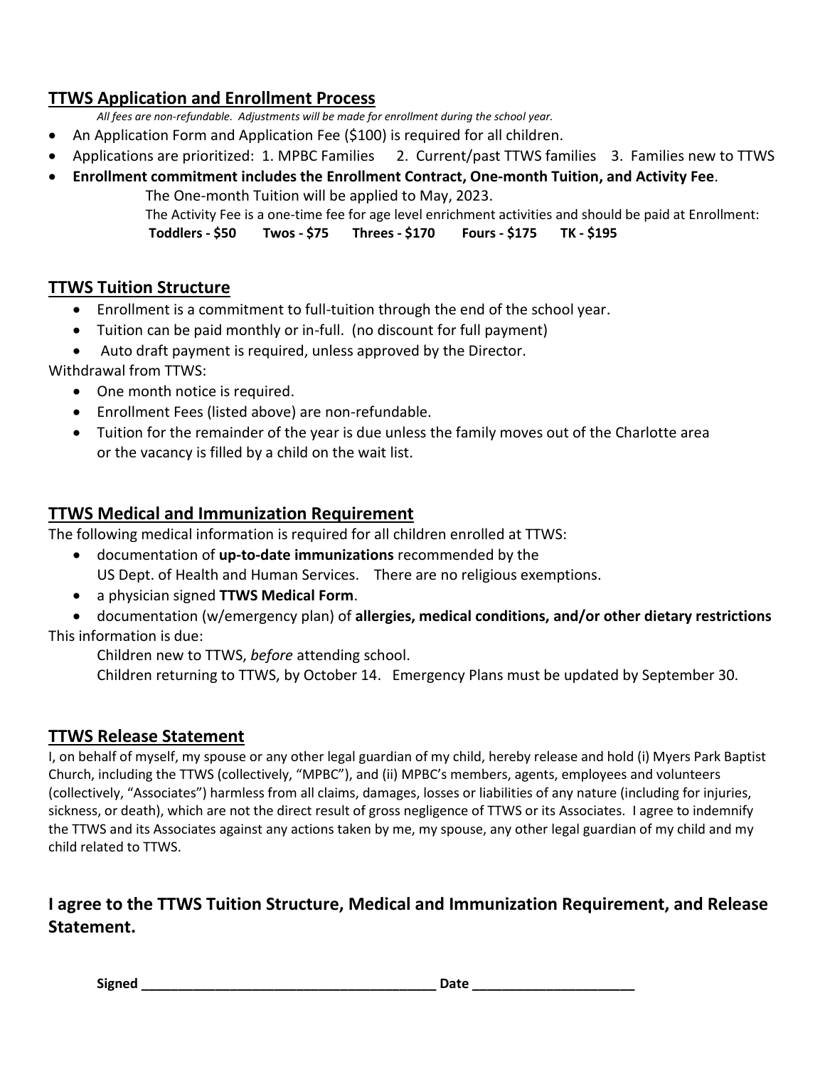## TTWS Application and Enrollment Process

*All fees are non-refundable. Adjustments will be made for enrollment during the school year.*

- An Application Form and Application Fee ($100) is required for all children.
- Applications are prioritized: 1. MPBC Families 2. Current/past TTWS families 3. Families new to TTWS
- **Enrollment commitment includes the Enrollment Contract, One-month Tuition, and Activity Fee**.

  The One-month Tuition will be applied to May, 2023.

  The Activity Fee is a one-time fee for age level enrichment activities and should be paid at Enrollment:

  **Toddlers - $50 Twos - $75 Threes - $170 Fours - $175 TK - $195**

## TTWS Tuition Structure

- Enrollment is a commitment to full-tuition through the end of the school year.
- Tuition can be paid monthly or in-full. (no discount for full payment)
- Auto draft payment is required, unless approved by the Director.

Withdrawal from TTWS:

- One month notice is required.
- Enrollment Fees (listed above) are non-refundable.
- Tuition for the remainder of the year is due unless the family moves out of the Charlotte area or the vacancy is filled by a child on the wait list.

## TTWS Medical and Immunization Requirement

The following medical information is required for all children enrolled at TTWS:

- documentation of **up-to-date immunizations** recommended by the US Dept. of Health and Human Services. There are no religious exemptions.
- a physician signed **TTWS Medical Form**.
- documentation (w/emergency plan) of **allergies, medical conditions, and/or other dietary restrictions**

This information is due:

Children new to TTWS, *before* attending school.

Children returning to TTWS, by October 14. Emergency Plans must be updated by September 30.

## TTWS Release Statement

I, on behalf of myself, my spouse or any other legal guardian of my child, hereby release and hold (i) Myers Park Baptist Church, including the TTWS (collectively, "MPBC"), and (ii) MPBC's members, agents, employees and volunteers (collectively, "Associates") harmless from all claims, damages, losses or liabilities of any nature (including for injuries, sickness, or death), which are not the direct result of gross negligence of TTWS or its Associates. I agree to indemnify the TTWS and its Associates against any actions taken by me, my spouse, any other legal guardian of my child and my child related to TTWS.

### I agree to the TTWS Tuition Structure, Medical and Immunization Requirement, and Release Statement.

**Signed ________________________________________ Date ______________________**